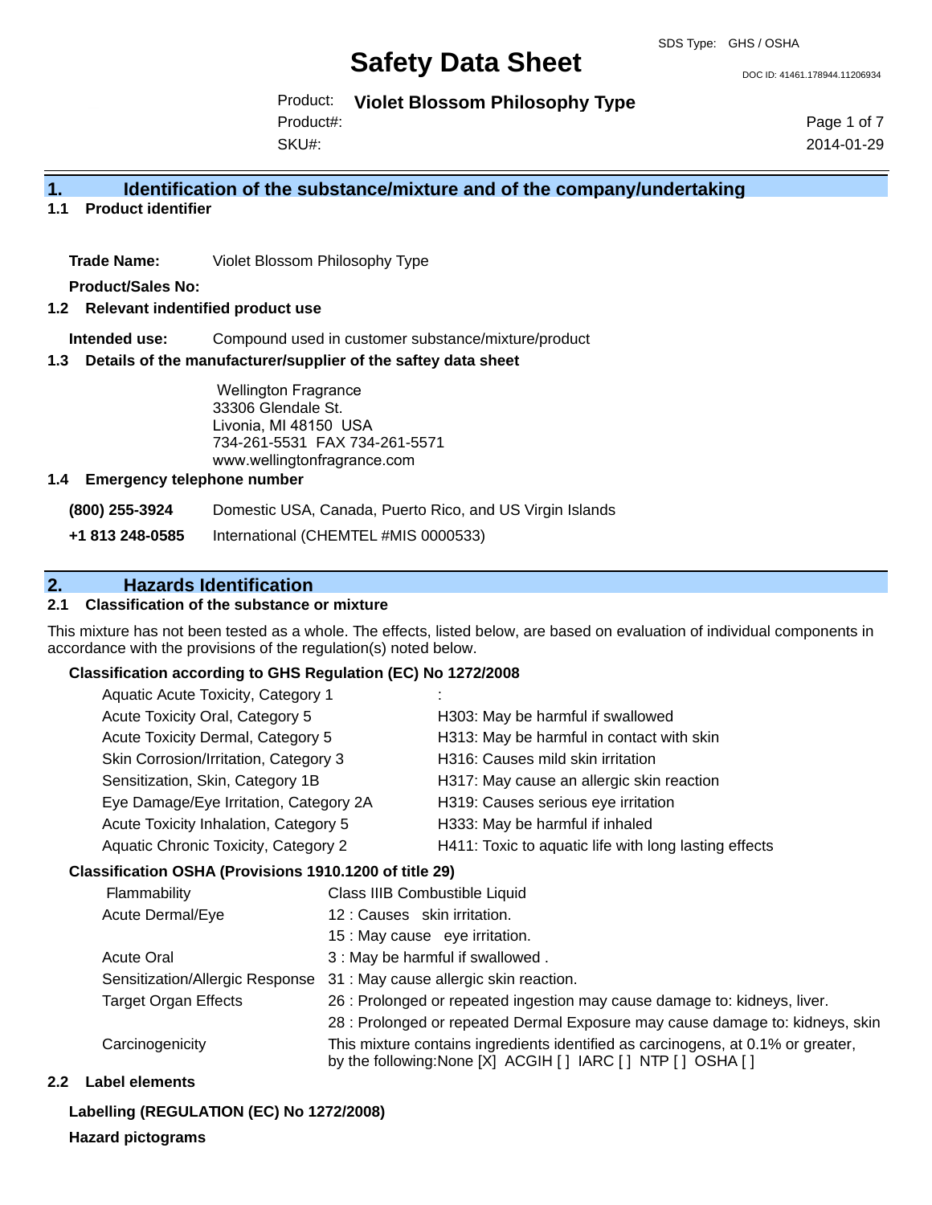# Safety Data Sheet

SDS Type: GHS / OSHA

DOC ID: 41461.178944.11206934

Product: **Violet Blossom Philosophy Type**

Product#:

SKU#:

2014-01-29

## 1. Identification of the substance/mixture and of the company/undertaking

### 1.1 Product identifier

**Trade Name:** Violet Blossom Philosophy Type

**Product/Sales No:**

### 1.2 Relevant indentified product use

**Intended use:** Compound used in customer substance/mixture/product

### 1.3 Details of the manufacturer/supplier of the saftey data sheet

Wellington Fragrance
33306 Glendale St.
Livonia, MI 48150 USA
734-261-5531 FAX 734-261-5571
www.wellingtonfragrance.com

### 1.4 Emergency telephone number

**(800) 255-3924** Domestic USA, Canada, Puerto Rico, and US Virgin Islands

**+1 813 248-0585** International (CHEMTEL #MIS 0000533)

## 2. Hazards Identification

### 2.1 Classification of the substance or mixture

This mixture has not been tested as a whole. The effects, listed below, are based on evaluation of individual components in accordance with the provisions of the regulation(s) noted below.

**Classification according to GHS Regulation (EC) No 1272/2008**

| | |
|---|---|
| Aquatic Acute Toxicity, Category 1 | : |
| Acute Toxicity Oral, Category 5 | H303: May be harmful if swallowed |
| Acute Toxicity Dermal, Category 5 | H313: May be harmful in contact with skin |
| Skin Corrosion/Irritation, Category 3 | H316: Causes mild skin irritation |
| Sensitization, Skin, Category 1B | H317: May cause an allergic skin reaction |
| Eye Damage/Eye Irritation, Category 2A | H319: Causes serious eye irritation |
| Acute Toxicity Inhalation, Category 5 | H333: May be harmful if inhaled |
| Aquatic Chronic Toxicity, Category 2 | H411: Toxic to aquatic life with long lasting effects |

**Classification OSHA (Provisions 1910.1200 of title 29)**

| | |
|---|---|
| Flammability | Class IIIB Combustible Liquid |
| Acute Dermal/Eye | 12 : Causes skin irritation. |
| | 15 : May cause eye irritation. |
| Acute Oral | 3 : May be harmful if swallowed . |
| Sensitization/Allergic Response | 31 : May cause allergic skin reaction. |
| Target Organ Effects | 26 : Prolonged or repeated ingestion may cause damage to: kidneys, liver. |
| | 28 : Prolonged or repeated Dermal Exposure may cause damage to: kidneys, skin |
| Carcinogenicity | This mixture contains ingredients identified as carcinogens, at 0.1% or greater, by the following:None [X] ACGIH [ ] IARC [ ] NTP [ ] OSHA [ ] |

### 2.2 Label elements

**Labelling (REGULATION (EC) No 1272/2008)**

**Hazard pictograms**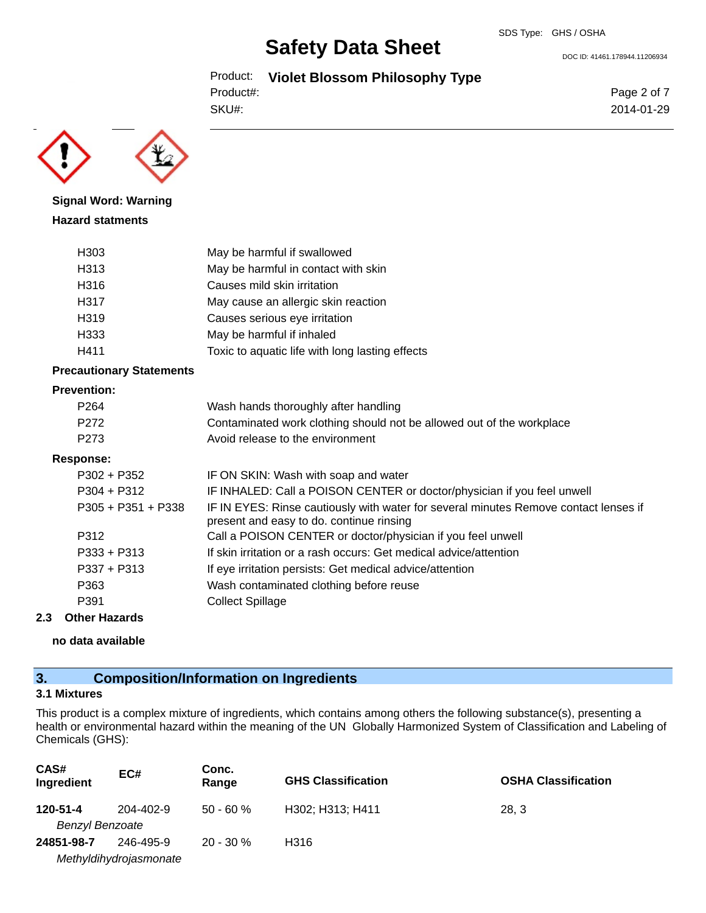**Signal Word: Warning**

**Hazard statments**

| | |
|---|---|
| H303 | May be harmful if swallowed |
| H313 | May be harmful in contact with skin |
| H316 | Causes mild skin irritation |
| H317 | May cause an allergic skin reaction |
| H319 | Causes serious eye irritation |
| H333 | May be harmful if inhaled |
| H411 | Toxic to aquatic life with long lasting effects |

**Precautionary Statements**

**Prevention:**

| | |
|---|---|
| P264 | Wash hands thoroughly after handling |
| P272 | Contaminated work clothing should not be allowed out of the workplace |
| P273 | Avoid release to the environment |

**Response:**

| | |
|---|---|
| P302 + P352 | IF ON SKIN: Wash with soap and water |
| P304 + P312 | IF INHALED: Call a POISON CENTER or doctor/physician if you feel unwell |
| P305 + P351 + P338 | IF IN EYES: Rinse cautiously with water for several minutes Remove contact lenses if present and easy to do. continue rinsing |
| P312 | Call a POISON CENTER or doctor/physician if you feel unwell |
| P333 + P313 | If skin irritation or a rash occurs: Get medical advice/attention |
| P337 + P313 | If eye irritation persists: Get medical advice/attention |
| P363 | Wash contaminated clothing before reuse |
| P391 | Collect Spillage |

### 2.3 Other Hazards

**no data available**

## 3. Composition/Information on Ingredients

### 3.1 Mixtures

This product is a complex mixture of ingredients, which contains among others the following substance(s), presenting a health or environmental hazard within the meaning of the UN Globally Harmonized System of Classification and Labeling of Chemicals (GHS):

| CAS# Ingredient | EC# | Conc. Range | GHS Classification | OSHA Classification |
|---|---|---|---|---|
| **120-51-4** *Benzyl Benzoate* | 204-402-9 | 50 - 60 % | H302; H313; H411 | 28, 3 |
| **24851-98-7** *Methyldihydrojasmonate* | 246-495-9 | 20 - 30 % | H316 | |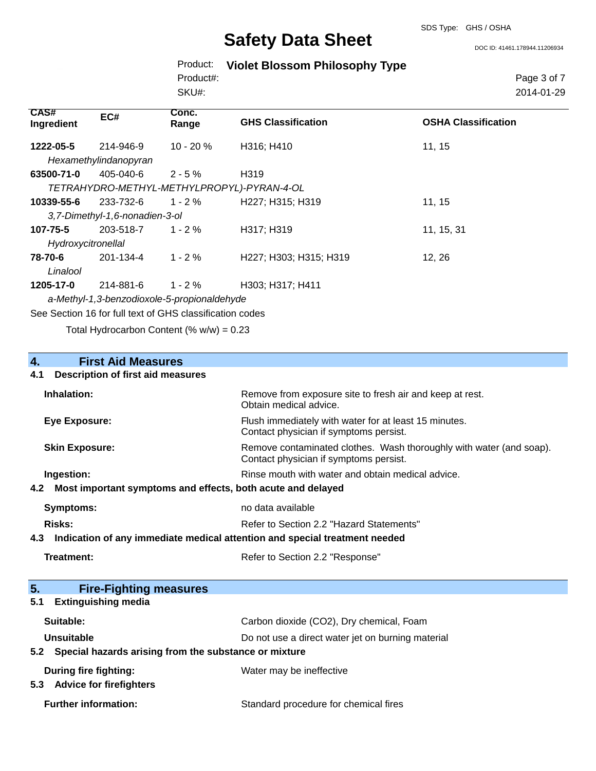| CAS# Ingredient | EC# | Conc. Range | GHS Classification | OSHA Classification |
|---|---|---|---|---|
| **1222-05-5** | 214-946-9 | 10 - 20 % | H316; H410 | 11, 15 |
| *Hexamethylindanopyran* | | | | |
| **63500-71-0** | 405-040-6 | 2 - 5 % | H319 | |
| *TETRAHYDRO-METHYL-METHYLPROPYL)-PYRAN-4-OL* | | | | |
| **10339-55-6** | 233-732-6 | 1 - 2 % | H227; H315; H319 | 11, 15 |
| *3,7-Dimethyl-1,6-nonadien-3-ol* | | | | |
| **107-75-5** | 203-518-7 | 1 - 2 % | H317; H319 | 11, 15, 31 |
| *Hydroxycitronellal* | | | | |
| **78-70-6** | 201-134-4 | 1 - 2 % | H227; H303; H315; H319 | 12, 26 |
| *Linalool* | | | | |
| **1205-17-0** | 214-881-6 | 1 - 2 % | H303; H317; H411 | |
| *a-Methyl-1,3-benzodioxole-5-propionaldehyde* | | | | |

See Section 16 for full text of GHS classification codes

Total Hydrocarbon Content (% w/w) = 0.23

## 4. First Aid Measures

### 4.1 Description of first aid measures

**Inhalation:** Remove from exposure site to fresh air and keep at rest. Obtain medical advice.

**Eye Exposure:** Flush immediately with water for at least 15 minutes. Contact physician if symptoms persist.

**Skin Exposure:** Remove contaminated clothes. Wash thoroughly with water (and soap). Contact physician if symptoms persist.

**Ingestion:** Rinse mouth with water and obtain medical advice.

### 4.2 Most important symptoms and effects, both acute and delayed

**Symptoms:** no data available

**Risks:** Refer to Section 2.2 "Hazard Statements"

### 4.3 Indication of any immediate medical attention and special treatment needed

**Treatment:** Refer to Section 2.2 "Response"

## 5. Fire-Fighting measures

### 5.1 Extinguishing media

**Suitable:** Carbon dioxide (CO2), Dry chemical, Foam

**Unsuitable** Do not use a direct water jet on burning material

### 5.2 Special hazards arising from the substance or mixture

**During fire fighting:** Water may be ineffective

### 5.3 Advice for firefighters

**Further information:** Standard procedure for chemical fires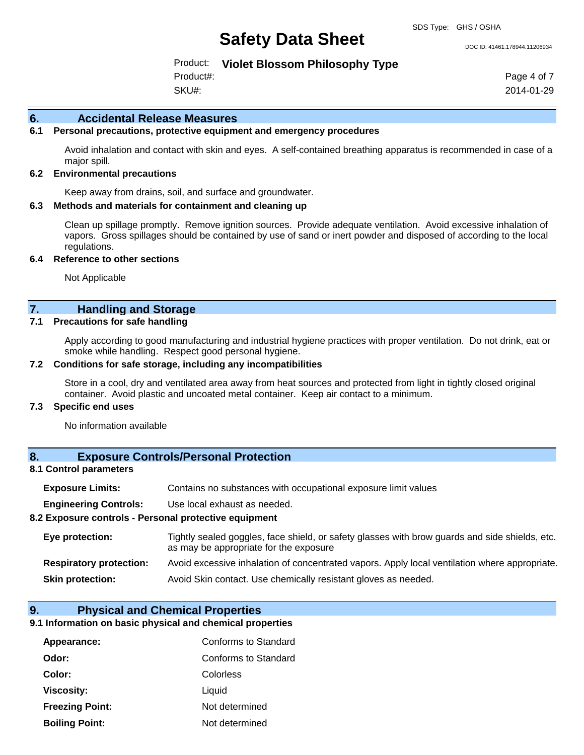## 6. Accidental Release Measures

### 6.1 Personal precautions, protective equipment and emergency procedures

Avoid inhalation and contact with skin and eyes. A self-contained breathing apparatus is recommended in case of a major spill.

### 6.2 Environmental precautions

Keep away from drains, soil, and surface and groundwater.

### 6.3 Methods and materials for containment and cleaning up

Clean up spillage promptly. Remove ignition sources. Provide adequate ventilation. Avoid excessive inhalation of vapors. Gross spillages should be contained by use of sand or inert powder and disposed of according to the local regulations.

### 6.4 Reference to other sections

Not Applicable

## 7. Handling and Storage

### 7.1 Precautions for safe handling

Apply according to good manufacturing and industrial hygiene practices with proper ventilation. Do not drink, eat or smoke while handling. Respect good personal hygiene.

### 7.2 Conditions for safe storage, including any incompatibilities

Store in a cool, dry and ventilated area away from heat sources and protected from light in tightly closed original container. Avoid plastic and uncoated metal container. Keep air contact to a minimum.

### 7.3 Specific end uses

No information available

## 8. Exposure Controls/Personal Protection

### 8.1 Control parameters

**Exposure Limits:** Contains no substances with occupational exposure limit values

**Engineering Controls:** Use local exhaust as needed.

### 8.2 Exposure controls - Personal protective equipment

**Eye protection:** Tightly sealed goggles, face shield, or safety glasses with brow guards and side shields, etc. as may be appropriate for the exposure

**Respiratory protection:** Avoid excessive inhalation of concentrated vapors. Apply local ventilation where appropriate.

**Skin protection:** Avoid Skin contact. Use chemically resistant gloves as needed.

## 9. Physical and Chemical Properties

### 9.1 Information on basic physical and chemical properties

**Appearance:** Conforms to Standard

**Odor:** Conforms to Standard

**Color:** Colorless

**Viscosity:** Liquid

**Freezing Point:** Not determined

**Boiling Point:** Not determined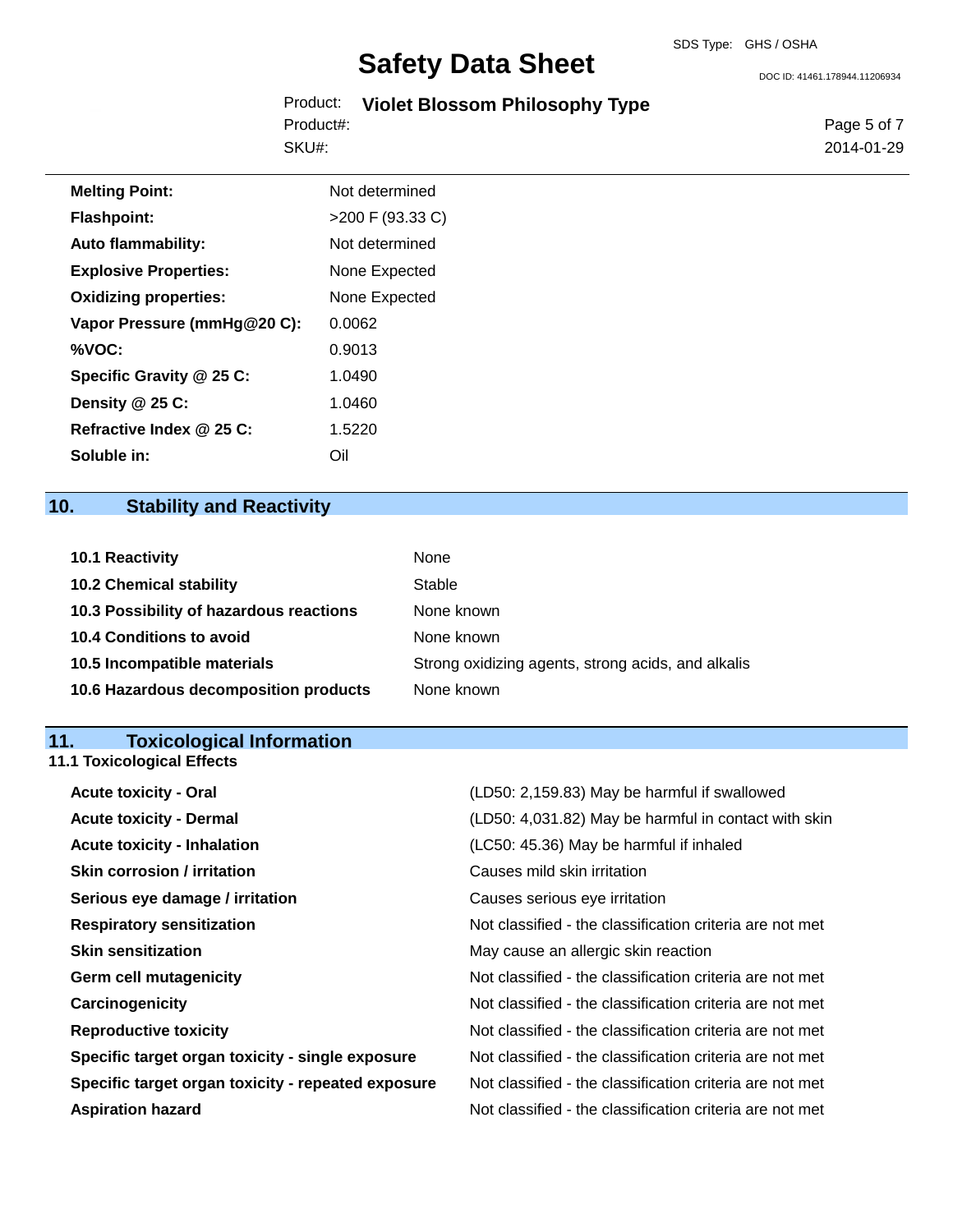| | |
|---|---|
| **Melting Point:** | Not determined |
| **Flashpoint:** | >200 F (93.33 C) |
| **Auto flammability:** | Not determined |
| **Explosive Properties:** | None Expected |
| **Oxidizing properties:** | None Expected |
| **Vapor Pressure (mmHg@20 C):** | 0.0062 |
| **%VOC:** | 0.9013 |
| **Specific Gravity @ 25 C:** | 1.0490 |
| **Density @ 25 C:** | 1.0460 |
| **Refractive Index @ 25 C:** | 1.5220 |
| **Soluble in:** | Oil |

## 10. Stability and Reactivity

| | |
|---|---|
| **10.1 Reactivity** | None |
| **10.2 Chemical stability** | Stable |
| **10.3 Possibility of hazardous reactions** | None known |
| **10.4 Conditions to avoid** | None known |
| **10.5 Incompatible materials** | Strong oxidizing agents, strong acids, and alkalis |
| **10.6 Hazardous decomposition products** | None known |

## 11. Toxicological Information

### 11.1 Toxicological Effects

| | |
|---|---|
| **Acute toxicity - Oral** | (LD50: 2,159.83) May be harmful if swallowed |
| **Acute toxicity - Dermal** | (LD50: 4,031.82) May be harmful in contact with skin |
| **Acute toxicity - Inhalation** | (LC50: 45.36) May be harmful if inhaled |
| **Skin corrosion / irritation** | Causes mild skin irritation |
| **Serious eye damage / irritation** | Causes serious eye irritation |
| **Respiratory sensitization** | Not classified - the classification criteria are not met |
| **Skin sensitization** | May cause an allergic skin reaction |
| **Germ cell mutagenicity** | Not classified - the classification criteria are not met |
| **Carcinogenicity** | Not classified - the classification criteria are not met |
| **Reproductive toxicity** | Not classified - the classification criteria are not met |
| **Specific target organ toxicity - single exposure** | Not classified - the classification criteria are not met |
| **Specific target organ toxicity - repeated exposure** | Not classified - the classification criteria are not met |
| **Aspiration hazard** | Not classified - the classification criteria are not met |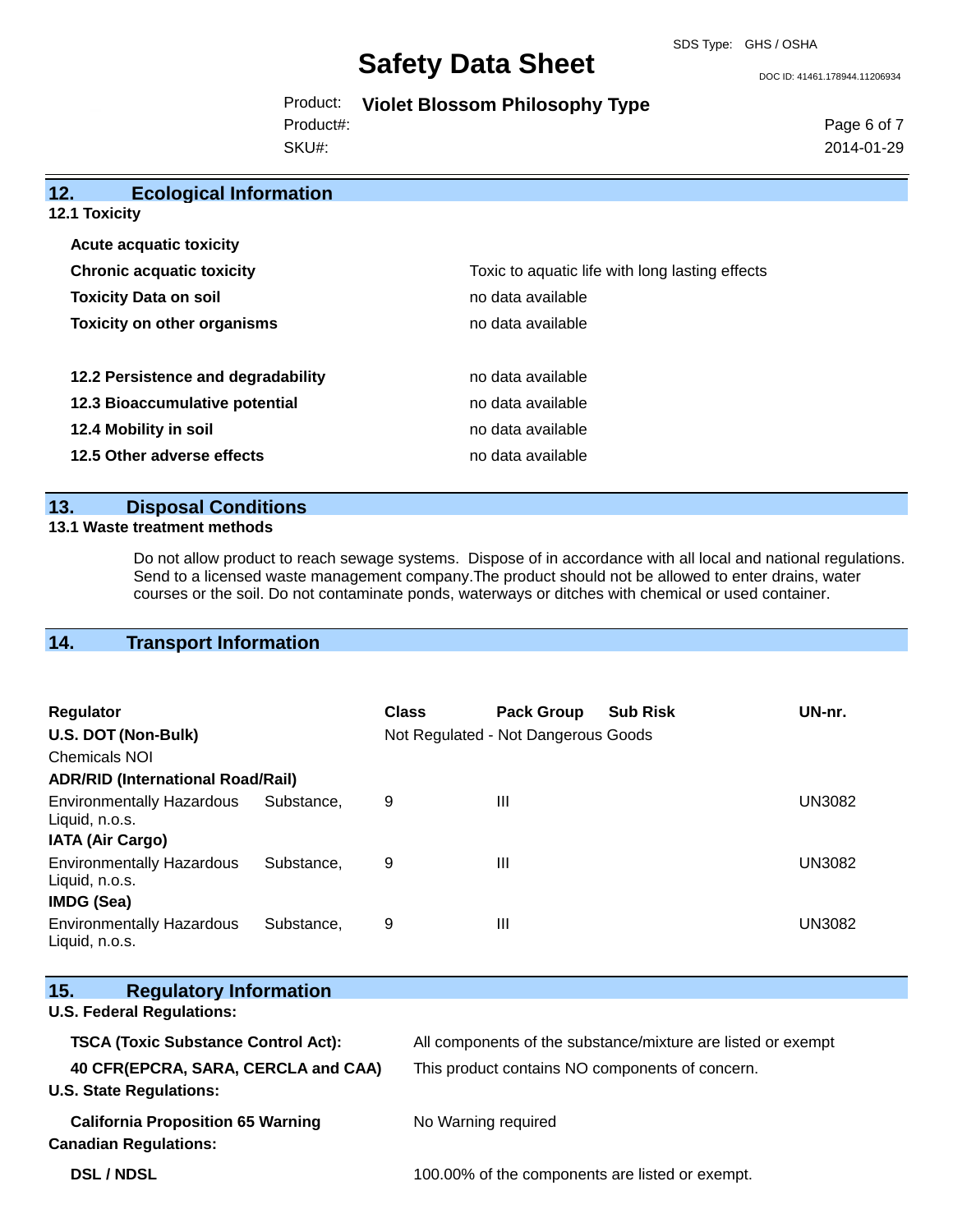## 12. Ecological Information

### 12.1 Toxicity

| | |
|---|---|
| **Acute acquatic toxicity** | |
| **Chronic acquatic toxicity** | Toxic to aquatic life with long lasting effects |
| **Toxicity Data on soil** | no data available |
| **Toxicity on other organisms** | no data available |

| | |
|---|---|
| **12.2 Persistence and degradability** | no data available |
| **12.3 Bioaccumulative potential** | no data available |
| **12.4 Mobility in soil** | no data available |
| **12.5 Other adverse effects** | no data available |

## 13. Disposal Conditions

### 13.1 Waste treatment methods

Do not allow product to reach sewage systems. Dispose of in accordance with all local and national regulations. Send to a licensed waste management company.The product should not be allowed to enter drains, water courses or the soil. Do not contaminate ponds, waterways or ditches with chemical or used container.

## 14. Transport Information

| Regulator | Class | Pack Group | Sub Risk | UN-nr. |
|---|---|---|---|---|
| **U.S. DOT (Non-Bulk)** | Not Regulated - Not Dangerous Goods | | | |
| Chemicals NOI | | | | |
| **ADR/RID (International Road/Rail)** | | | | |
| Environmentally Hazardous Substance, Liquid, n.o.s. | 9 | III | | UN3082 |
| **IATA (Air Cargo)** | | | | |
| Environmentally Hazardous Substance, Liquid, n.o.s. | 9 | III | | UN3082 |
| **IMDG (Sea)** | | | | |
| Environmentally Hazardous Substance, Liquid, n.o.s. | 9 | III | | UN3082 |

## 15. Regulatory Information

**U.S. Federal Regulations:**

| | |
|---|---|
| **TSCA (Toxic Substance Control Act):** | All components of the substance/mixture are listed or exempt |
| **40 CFR(EPCRA, SARA, CERCLA and CAA)** | This product contains NO components of concern. |

**U.S. State Regulations:**

| | |
|---|---|
| **California Proposition 65 Warning** | No Warning required |

**Canadian Regulations:**

| | |
|---|---|
| **DSL / NDSL** | 100.00% of the components are listed or exempt. |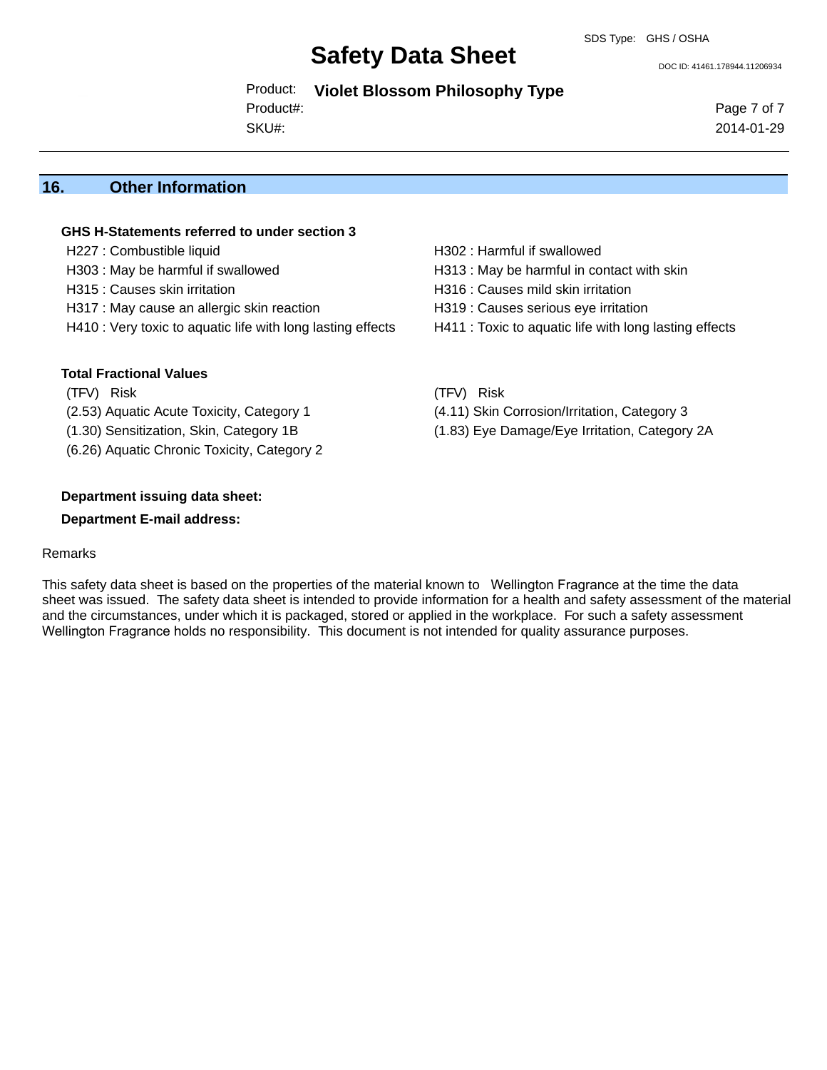## 16. Other Information

**GHS H-Statements referred to under section 3**

H227 : Combustible liquid
H302 : Harmful if swallowed
H303 : May be harmful if swallowed
H313 : May be harmful in contact with skin
H315 : Causes skin irritation
H316 : Causes mild skin irritation
H317 : May cause an allergic skin reaction
H319 : Causes serious eye irritation
H410 : Very toxic to aquatic life with long lasting effects
H411 : Toxic to aquatic life with long lasting effects

**Total Fractional Values**

| (TFV) | Risk | (TFV) | Risk |
|---|---|---|---|
| (2.53) | Aquatic Acute Toxicity, Category 1 | (4.11) | Skin Corrosion/Irritation, Category 3 |
| (1.30) | Sensitization, Skin, Category 1B | (1.83) | Eye Damage/Eye Irritation, Category 2A |
| (6.26) | Aquatic Chronic Toxicity, Category 2 | | |

**Department issuing data sheet:**

**Department E-mail address:**

Remarks

This safety data sheet is based on the properties of the material known to Wellington Fragrance at the time the data sheet was issued. The safety data sheet is intended to provide information for a health and safety assessment of the material and the circumstances, under which it is packaged, stored or applied in the workplace. For such a safety assessment Wellington Fragrance holds no responsibility. This document is not intended for quality assurance purposes.